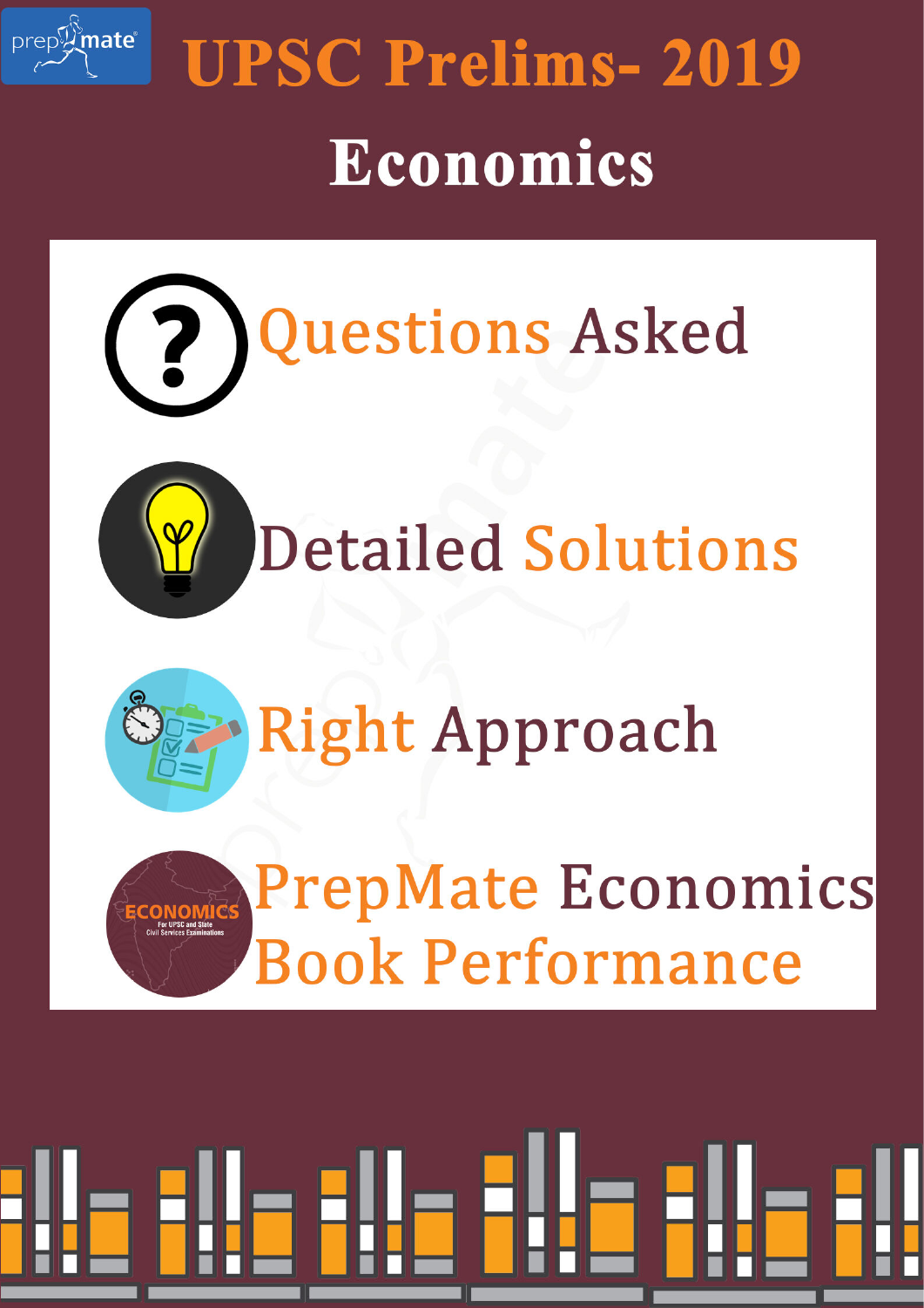# UPSC Prelims- 2019

## Economics

- Questions Asked
- Detailed Solutions
- Right Approach
- PrepMate Economics Book Performance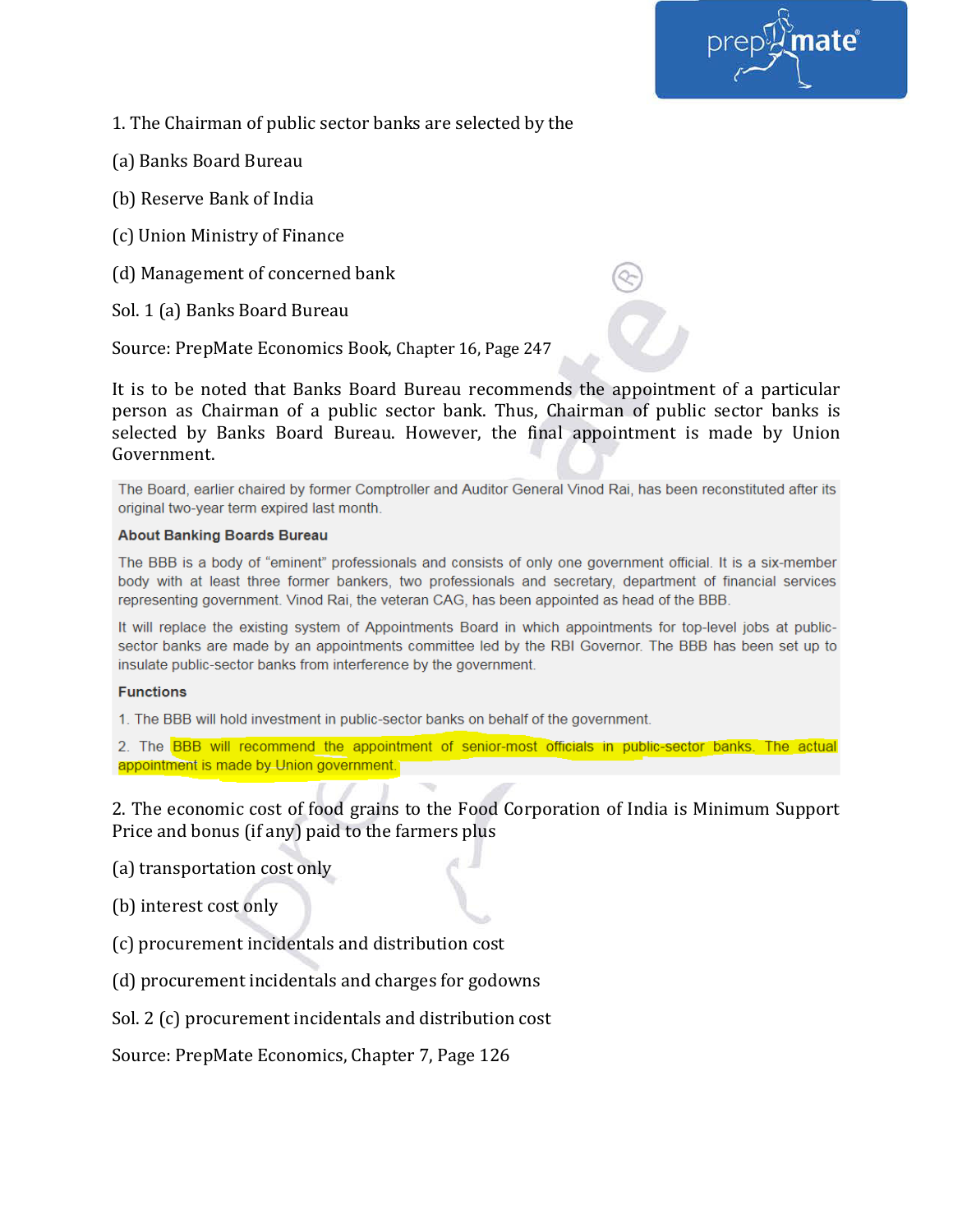1. The Chairman of public sector banks are selected by the

(a) Banks Board Bureau

(b) Reserve Bank of India

(c) Union Ministry of Finance

(d) Management of concerned bank

Sol. 1 (a) Banks Board Bureau

Source: PrepMate Economics Book, Chapter 16, Page 247

It is to be noted that Banks Board Bureau recommends the appointment of a particular person as Chairman of a public sector bank. Thus, Chairman of public sector banks is selected by Banks Board Bureau. However, the final appointment is made by Union Government.

> The Board, earlier chaired by former Comptroller and Auditor General Vinod Rai, has been reconstituted after its original two-year term expired last month.
>
> **About Banking Boards Bureau**
>
> The BBB is a body of "eminent" professionals and consists of only one government official. It is a six-member body with at least three former bankers, two professionals and secretary, department of financial services representing government. Vinod Rai, the veteran CAG, has been appointed as head of the BBB.
>
> It will replace the existing system of Appointments Board in which appointments for top-level jobs at public-sector banks are made by an appointments committee led by the RBI Governor. The BBB has been set up to insulate public-sector banks from interference by the government.
>
> **Functions**
>
> 1. The BBB will hold investment in public-sector banks on behalf of the government.
> 2. The BBB will recommend the appointment of senior-most officials in public-sector banks. The actual appointment is made by Union government.

2. The economic cost of food grains to the Food Corporation of India is Minimum Support Price and bonus (if any) paid to the farmers plus

(a) transportation cost only

(b) interest cost only

(c) procurement incidentals and distribution cost

(d) procurement incidentals and charges for godowns

Sol. 2 (c) procurement incidentals and distribution cost

Source: PrepMate Economics, Chapter 7, Page 126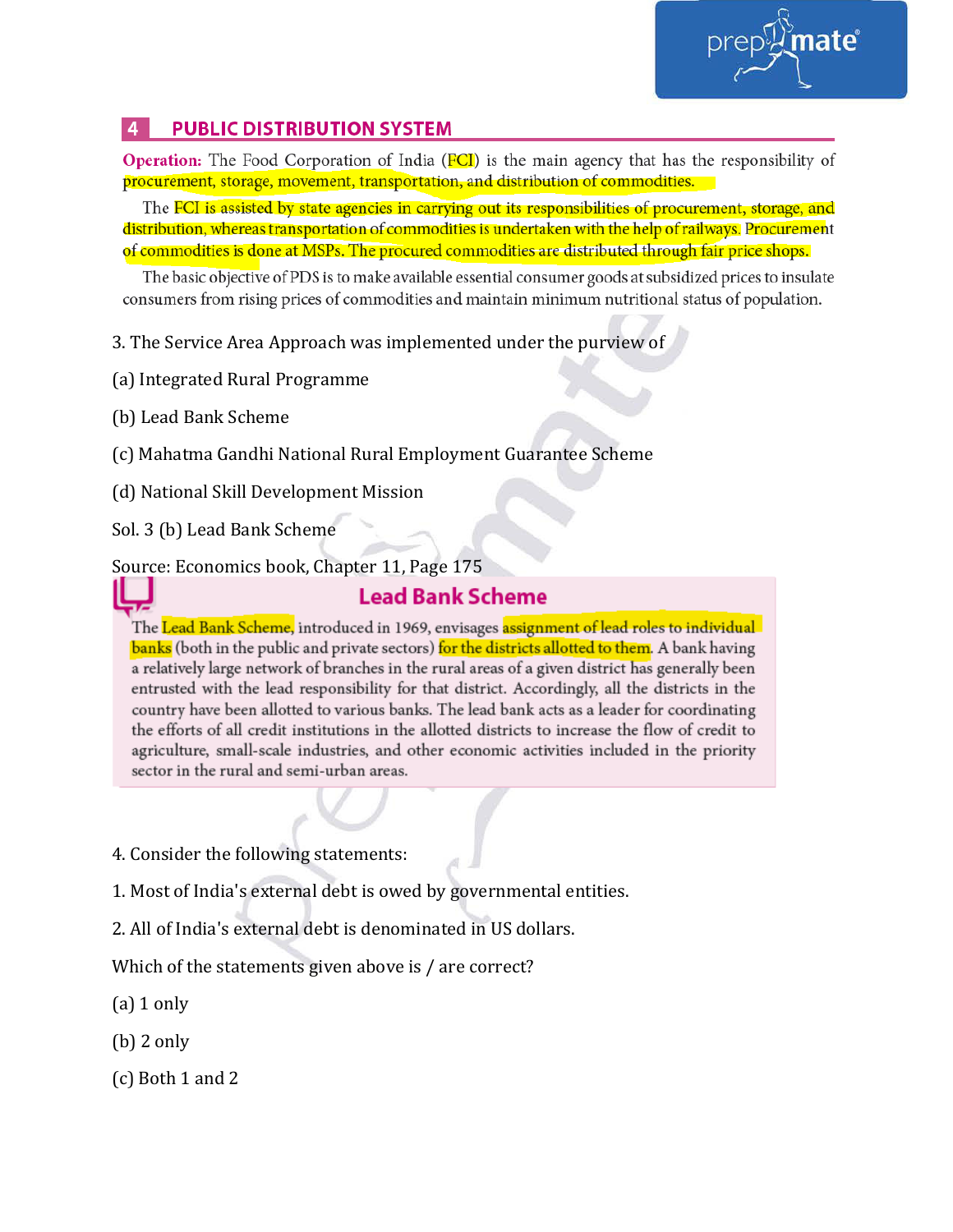## 4 PUBLIC DISTRIBUTION SYSTEM

**Operation:** The Food Corporation of India (FCI) is the main agency that has the responsibility of procurement, storage, movement, transportation, and distribution of commodities.

The FCI is assisted by state agencies in carrying out its responsibilities of procurement, storage, and distribution, whereas transportation of commodities is undertaken with the help of railways. Procurement of commodities is done at MSPs. The procured commodities are distributed through fair price shops.

The basic objective of PDS is to make available essential consumer goods at subsidized prices to insulate consumers from rising prices of commodities and maintain minimum nutritional status of population.

3. The Service Area Approach was implemented under the purview of

(a) Integrated Rural Programme

(b) Lead Bank Scheme

(c) Mahatma Gandhi National Rural Employment Guarantee Scheme

(d) National Skill Development Mission

Sol. 3 (b) Lead Bank Scheme

Source: Economics book, Chapter 11, Page 175

### Lead Bank Scheme

The Lead Bank Scheme, introduced in 1969, envisages assignment of lead roles to individual banks (both in the public and private sectors) for the districts allotted to them. A bank having a relatively large network of branches in the rural areas of a given district has generally been entrusted with the lead responsibility for that district. Accordingly, all the districts in the country have been allotted to various banks. The lead bank acts as a leader for coordinating the efforts of all credit institutions in the allotted districts to increase the flow of credit to agriculture, small-scale industries, and other economic activities included in the priority sector in the rural and semi-urban areas.

4. Consider the following statements:

1. Most of India's external debt is owed by governmental entities.

2. All of India's external debt is denominated in US dollars.

Which of the statements given above is / are correct?

(a) 1 only

(b) 2 only

(c) Both 1 and 2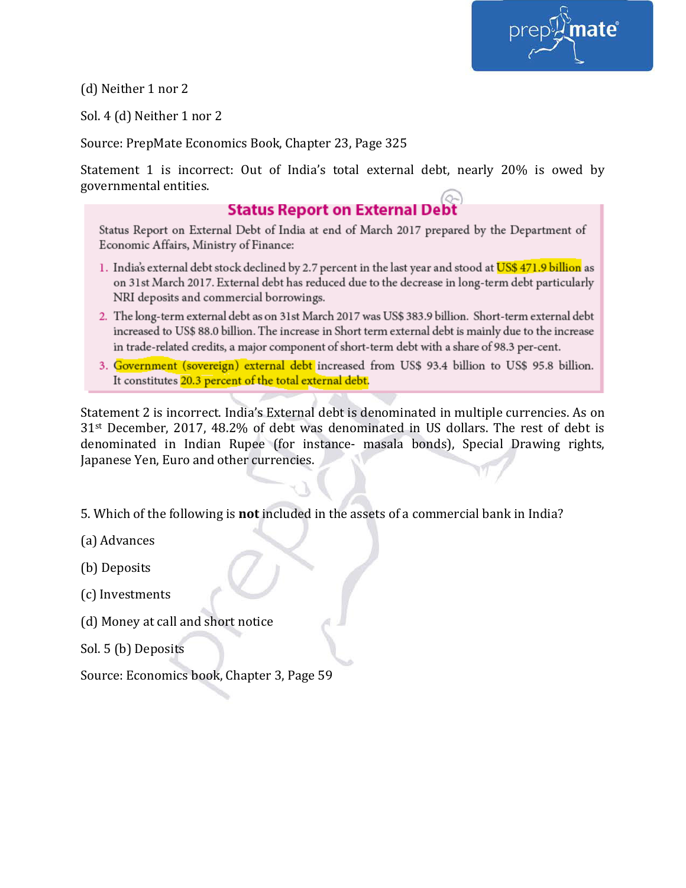(d) Neither 1 nor 2

Sol. 4 (d) Neither 1 nor 2

Source: PrepMate Economics Book, Chapter 23, Page 325

Statement 1 is incorrect: Out of India's total external debt, nearly 20% is owed by governmental entities.

### Status Report on External Debt

Status Report on External Debt of India at end of March 2017 prepared by the Department of Economic Affairs, Ministry of Finance:

1. India's external debt stock declined by 2.7 percent in the last year and stood at US$ 471.9 billion as on 31st March 2017. External debt has reduced due to the decrease in long-term debt particularly NRI deposits and commercial borrowings.
2. The long-term external debt as on 31st March 2017 was US$ 383.9 billion. Short-term external debt increased to US$ 88.0 billion. The increase in Short term external debt is mainly due to the increase in trade-related credits, a major component of short-term debt with a share of 98.3 per-cent.
3. Government (sovereign) external debt increased from US$ 93.4 billion to US$ 95.8 billion. It constitutes 20.3 percent of the total external debt.

Statement 2 is incorrect. India's External debt is denominated in multiple currencies. As on 31st December, 2017, 48.2% of debt was denominated in US dollars. The rest of debt is denominated in Indian Rupee (for instance- masala bonds), Special Drawing rights, Japanese Yen, Euro and other currencies.

5. Which of the following is **not** included in the assets of a commercial bank in India?

(a) Advances

(b) Deposits

(c) Investments

(d) Money at call and short notice

Sol. 5 (b) Deposits

Source: Economics book, Chapter 3, Page 59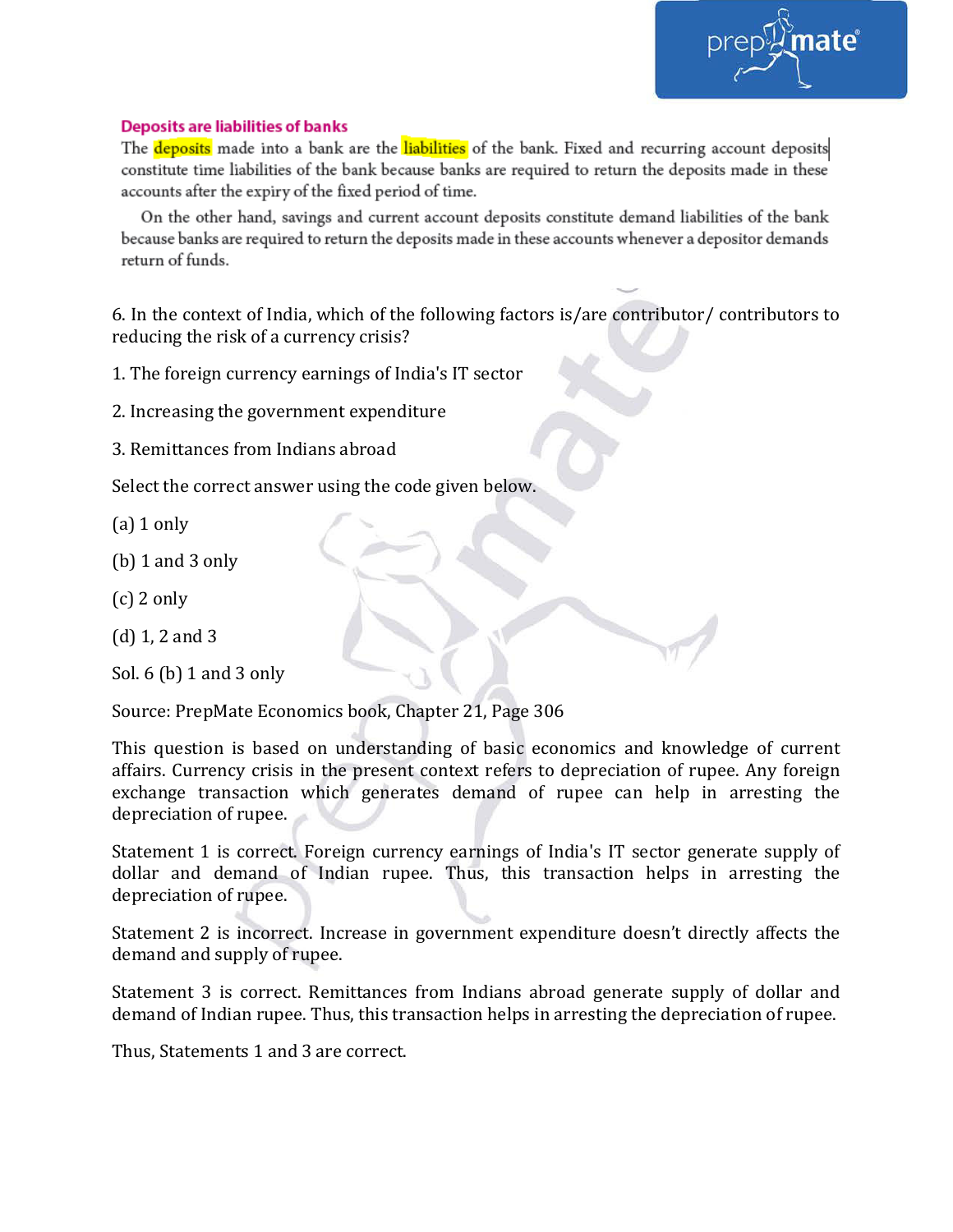### Deposits are liabilities of banks

The deposits made into a bank are the liabilities of the bank. Fixed and recurring account deposits constitute time liabilities of the bank because banks are required to return the deposits made in these accounts after the expiry of the fixed period of time.

On the other hand, savings and current account deposits constitute demand liabilities of the bank because banks are required to return the deposits made in these accounts whenever a depositor demands return of funds.

6. In the context of India, which of the following factors is/are contributor/ contributors to reducing the risk of a currency crisis?

1. The foreign currency earnings of India's IT sector

2. Increasing the government expenditure

3. Remittances from Indians abroad

Select the correct answer using the code given below.

(a) 1 only

(b) 1 and 3 only

(c) 2 only

(d) 1, 2 and 3

Sol. 6 (b) 1 and 3 only

Source: PrepMate Economics book, Chapter 21, Page 306

This question is based on understanding of basic economics and knowledge of current affairs. Currency crisis in the present context refers to depreciation of rupee. Any foreign exchange transaction which generates demand of rupee can help in arresting the depreciation of rupee.

Statement 1 is correct. Foreign currency earnings of India's IT sector generate supply of dollar and demand of Indian rupee. Thus, this transaction helps in arresting the depreciation of rupee.

Statement 2 is incorrect. Increase in government expenditure doesn't directly affects the demand and supply of rupee.

Statement 3 is correct. Remittances from Indians abroad generate supply of dollar and demand of Indian rupee. Thus, this transaction helps in arresting the depreciation of rupee.

Thus, Statements 1 and 3 are correct.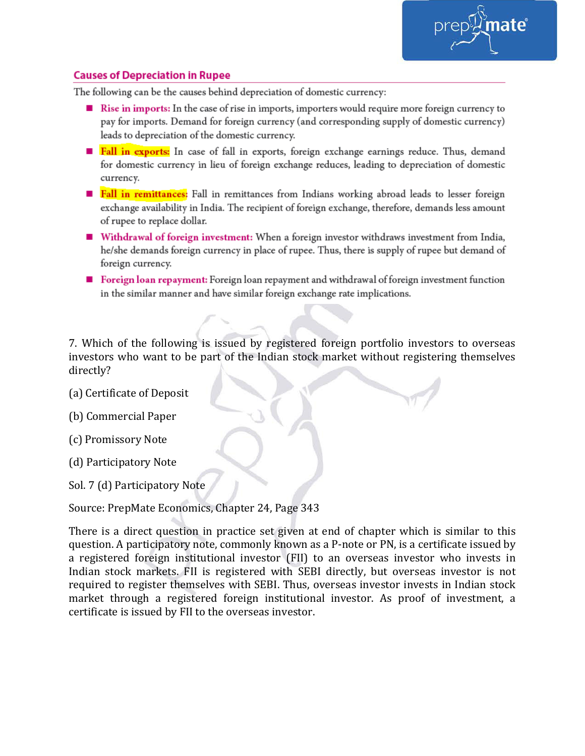## Causes of Depreciation in Rupee

The following can be the causes behind depreciation of domestic currency:

- **Rise in imports:** In the case of rise in imports, importers would require more foreign currency to pay for imports. Demand for foreign currency (and corresponding supply of domestic currency) leads to depreciation of the domestic currency.
- **Fall in exports:** In case of fall in exports, foreign exchange earnings reduce. Thus, demand for domestic currency in lieu of foreign exchange reduces, leading to depreciation of domestic currency.
- **Fall in remittances:** Fall in remittances from Indians working abroad leads to lesser foreign exchange availability in India. The recipient of foreign exchange, therefore, demands less amount of rupee to replace dollar.
- **Withdrawal of foreign investment:** When a foreign investor withdraws investment from India, he/she demands foreign currency in place of rupee. Thus, there is supply of rupee but demand of foreign currency.
- **Foreign loan repayment:** Foreign loan repayment and withdrawal of foreign investment function in the similar manner and have similar foreign exchange rate implications.

7. Which of the following is issued by registered foreign portfolio investors to overseas investors who want to be part of the Indian stock market without registering themselves directly?

(a) Certificate of Deposit

(b) Commercial Paper

(c) Promissory Note

(d) Participatory Note

Sol. 7 (d) Participatory Note

Source: PrepMate Economics, Chapter 24, Page 343

There is a direct question in practice set given at end of chapter which is similar to this question. A participatory note, commonly known as a P-note or PN, is a certificate issued by a registered foreign institutional investor (FII) to an overseas investor who invests in Indian stock markets. FII is registered with SEBI directly, but overseas investor is not required to register themselves with SEBI. Thus, overseas investor invests in Indian stock market through a registered foreign institutional investor. As proof of investment, a certificate is issued by FII to the overseas investor.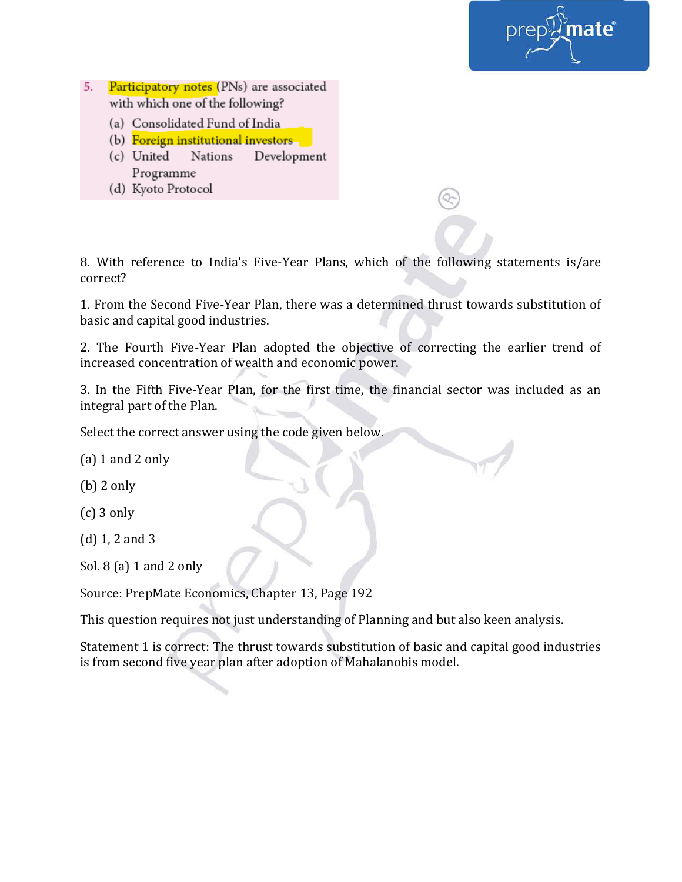5. Participatory notes (PNs) are associated with which one of the following?

(a) Consolidated Fund of India

(b) Foreign institutional investors

(c) United Nations Development Programme

(d) Kyoto Protocol

8. With reference to India's Five-Year Plans, which of the following statements is/are correct?

1. From the Second Five-Year Plan, there was a determined thrust towards substitution of basic and capital good industries.

2. The Fourth Five-Year Plan adopted the objective of correcting the earlier trend of increased concentration of wealth and economic power.

3. In the Fifth Five-Year Plan, for the first time, the financial sector was included as an integral part of the Plan.

Select the correct answer using the code given below.

(a) 1 and 2 only

(b) 2 only

(c) 3 only

(d) 1, 2 and 3

Sol. 8 (a) 1 and 2 only

Source: PrepMate Economics, Chapter 13, Page 192

This question requires not just understanding of Planning and but also keen analysis.

Statement 1 is correct: The thrust towards substitution of basic and capital good industries is from second five year plan after adoption of Mahalanobis model.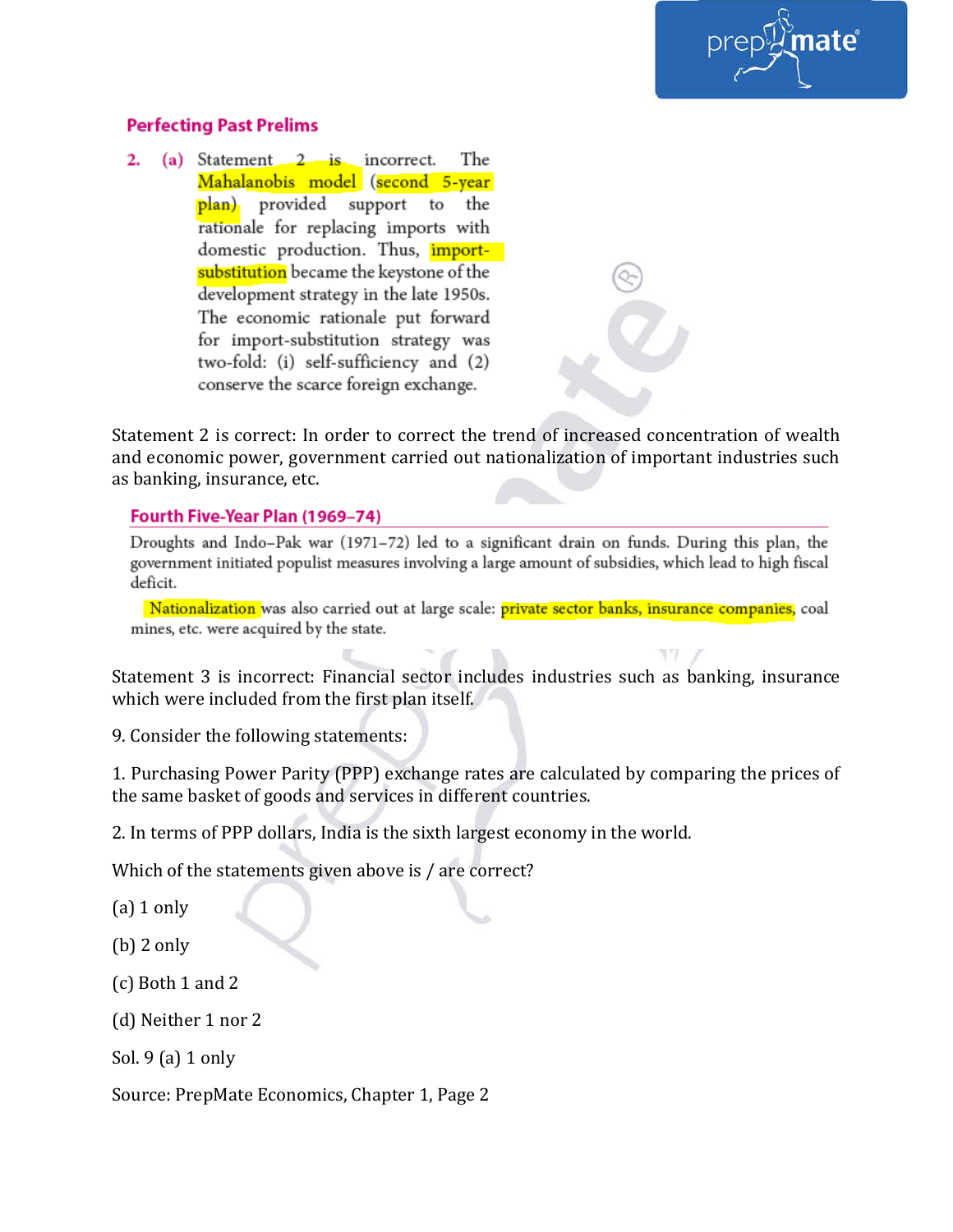## Perfecting Past Prelims

2. (a) Statement 2 is incorrect. The Mahalanobis model (second 5-year plan) provided support to the rationale for replacing imports with domestic production. Thus, import-substitution became the keystone of the development strategy in the late 1950s. The economic rationale put forward for import-substitution strategy was two-fold: (i) self-sufficiency and (2) conserve the scarce foreign exchange.

Statement 2 is correct: In order to correct the trend of increased concentration of wealth and economic power, government carried out nationalization of important industries such as banking, insurance, etc.

### Fourth Five-Year Plan (1969–74)

Droughts and Indo–Pak war (1971–72) led to a significant drain on funds. During this plan, the government initiated populist measures involving a large amount of subsidies, which lead to high fiscal deficit.

Nationalization was also carried out at large scale: private sector banks, insurance companies, coal mines, etc. were acquired by the state.

Statement 3 is incorrect: Financial sector includes industries such as banking, insurance which were included from the first plan itself.

9. Consider the following statements:

1. Purchasing Power Parity (PPP) exchange rates are calculated by comparing the prices of the same basket of goods and services in different countries.

2. In terms of PPP dollars, India is the sixth largest economy in the world.

Which of the statements given above is / are correct?

(a) 1 only

(b) 2 only

(c) Both 1 and 2

(d) Neither 1 nor 2

Sol. 9 (a) 1 only

Source: PrepMate Economics, Chapter 1, Page 2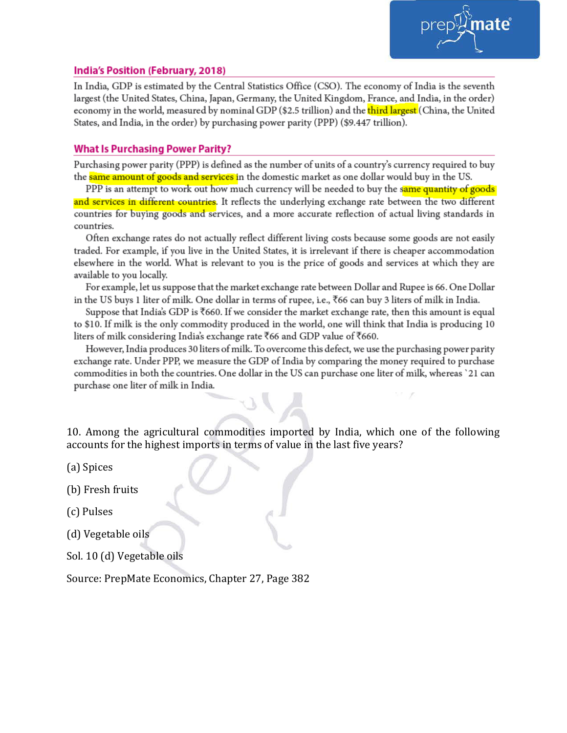## India's Position (February, 2018)

In India, GDP is estimated by the Central Statistics Office (CSO). The economy of India is the seventh largest (the United States, China, Japan, Germany, the United Kingdom, France, and India, in the order) economy in the world, measured by nominal GDP ($2.5 trillion) and the third largest (China, the United States, and India, in the order) by purchasing power parity (PPP) ($9.447 trillion).

## What Is Purchasing Power Parity?

Purchasing power parity (PPP) is defined as the number of units of a country's currency required to buy the same amount of goods and services in the domestic market as one dollar would buy in the US.

PPP is an attempt to work out how much currency will be needed to buy the same quantity of goods and services in different countries. It reflects the underlying exchange rate between the two different countries for buying goods and services, and a more accurate reflection of actual living standards in countries.

Often exchange rates do not actually reflect different living costs because some goods are not easily traded. For example, if you live in the United States, it is irrelevant if there is cheaper accommodation elsewhere in the world. What is relevant to you is the price of goods and services at which they are available to you locally.

For example, let us suppose that the market exchange rate between Dollar and Rupee is 66. One Dollar in the US buys 1 liter of milk. One dollar in terms of rupee, i.e., ₹66 can buy 3 liters of milk in India.

Suppose that India's GDP is ₹660. If we consider the market exchange rate, then this amount is equal to $10. If milk is the only commodity produced in the world, one will think that India is producing 10 liters of milk considering India's exchange rate ₹66 and GDP value of ₹660.

However, India produces 30 liters of milk. To overcome this defect, we use the purchasing power parity exchange rate. Under PPP, we measure the GDP of India by comparing the money required to purchase commodities in both the countries. One dollar in the US can purchase one liter of milk, whereas `21 can purchase one liter of milk in India.

10. Among the agricultural commodities imported by India, which one of the following accounts for the highest imports in terms of value in the last five years?

(a) Spices

(b) Fresh fruits

(c) Pulses

(d) Vegetable oils

Sol. 10 (d) Vegetable oils

Source: PrepMate Economics, Chapter 27, Page 382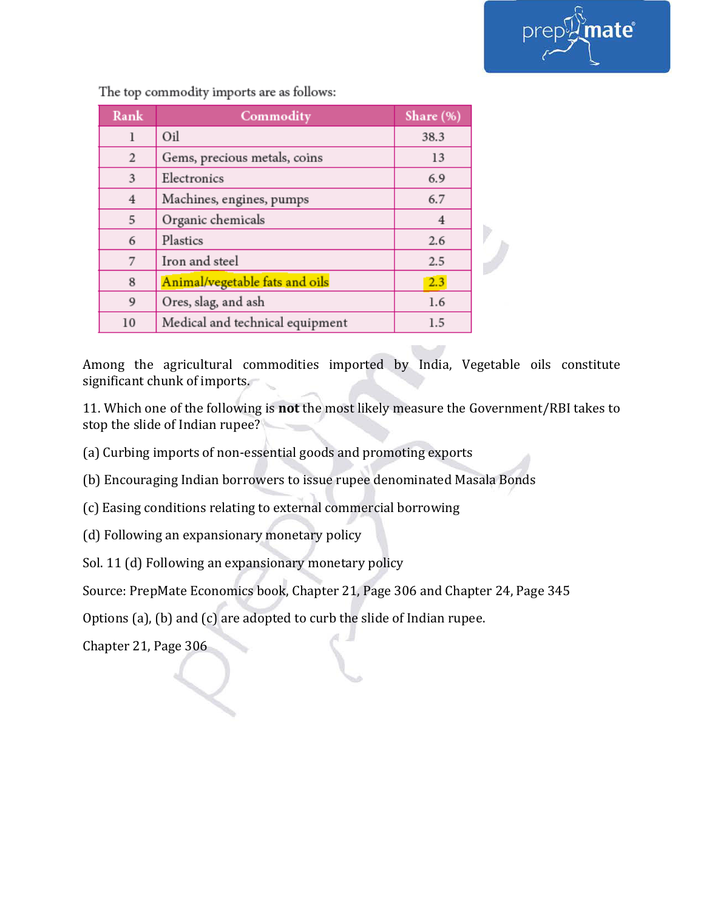The top commodity imports are as follows:

| Rank | Commodity | Share (%) |
|---|---|---|
| 1 | Oil | 38.3 |
| 2 | Gems, precious metals, coins | 13 |
| 3 | Electronics | 6.9 |
| 4 | Machines, engines, pumps | 6.7 |
| 5 | Organic chemicals | 4 |
| 6 | Plastics | 2.6 |
| 7 | Iron and steel | 2.5 |
| 8 | Animal/vegetable fats and oils | 2.3 |
| 9 | Ores, slag, and ash | 1.6 |
| 10 | Medical and technical equipment | 1.5 |

Among the agricultural commodities imported by India, Vegetable oils constitute significant chunk of imports.

11. Which one of the following is **not** the most likely measure the Government/RBI takes to stop the slide of Indian rupee?

(a) Curbing imports of non-essential goods and promoting exports

(b) Encouraging Indian borrowers to issue rupee denominated Masala Bonds

(c) Easing conditions relating to external commercial borrowing

(d) Following an expansionary monetary policy

Sol. 11 (d) Following an expansionary monetary policy

Source: PrepMate Economics book, Chapter 21, Page 306 and Chapter 24, Page 345

Options (a), (b) and (c) are adopted to curb the slide of Indian rupee.

Chapter 21, Page 306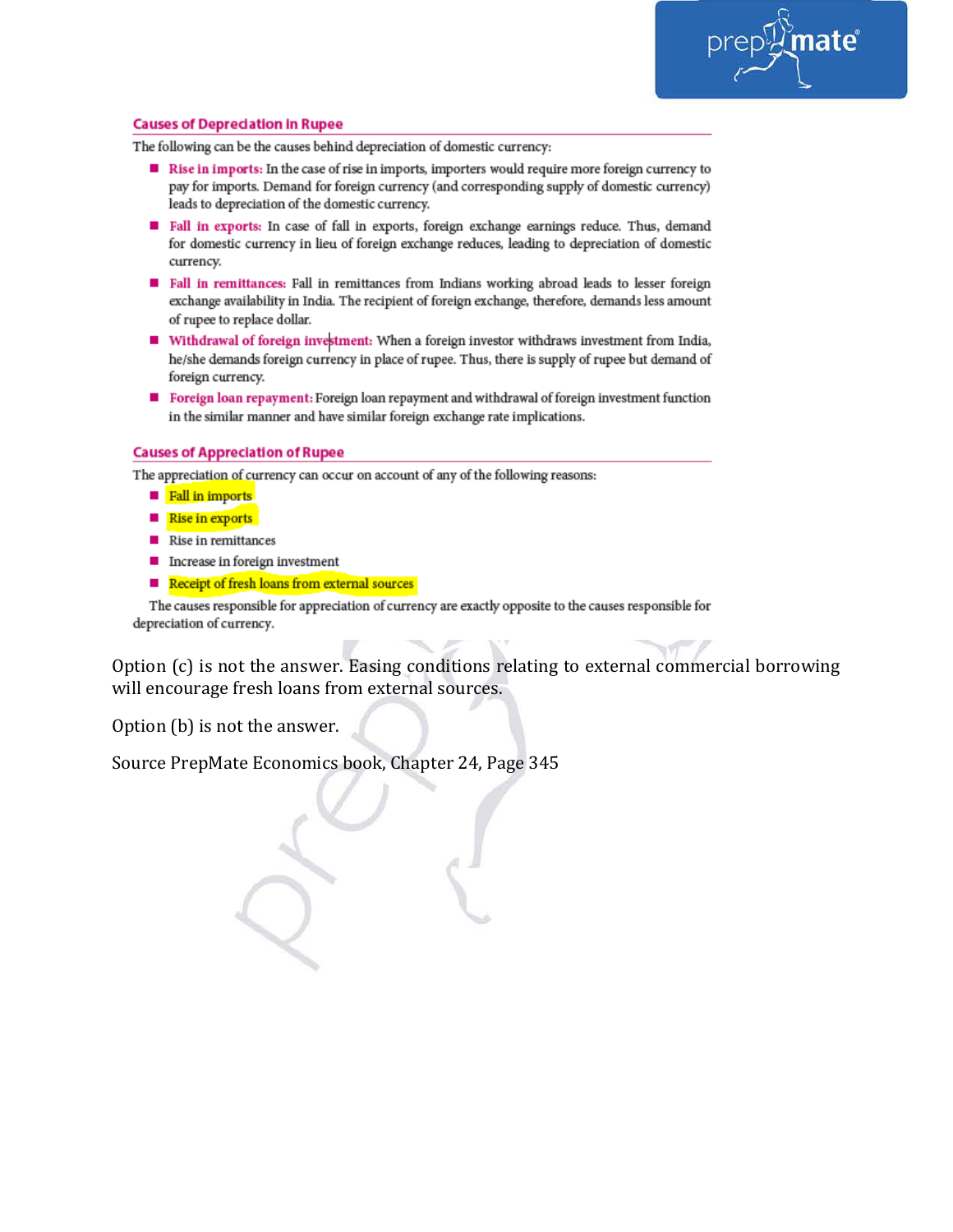## Causes of Depreciation in Rupee

The following can be the causes behind depreciation of domestic currency:

- **Rise in imports:** In the case of rise in imports, importers would require more foreign currency to pay for imports. Demand for foreign currency (and corresponding supply of domestic currency) leads to depreciation of the domestic currency.
- **Fall in exports:** In case of fall in exports, foreign exchange earnings reduce. Thus, demand for domestic currency in lieu of foreign exchange reduces, leading to depreciation of domestic currency.
- **Fall in remittances:** Fall in remittances from Indians working abroad leads to lesser foreign exchange availability in India. The recipient of foreign exchange, therefore, demands less amount of rupee to replace dollar.
- **Withdrawal of foreign investment:** When a foreign investor withdraws investment from India, he/she demands foreign currency in place of rupee. Thus, there is supply of rupee but demand of foreign currency.
- **Foreign loan repayment:** Foreign loan repayment and withdrawal of foreign investment function in the similar manner and have similar foreign exchange rate implications.

## Causes of Appreciation of Rupee

The appreciation of currency can occur on account of any of the following reasons:

- Fall in imports
- Rise in exports
- Rise in remittances
- Increase in foreign investment
- Receipt of fresh loans from external sources

The causes responsible for appreciation of currency are exactly opposite to the causes responsible for depreciation of currency.

Option (c) is not the answer. Easing conditions relating to external commercial borrowing will encourage fresh loans from external sources.

Option (b) is not the answer.

Source PrepMate Economics book, Chapter 24, Page 345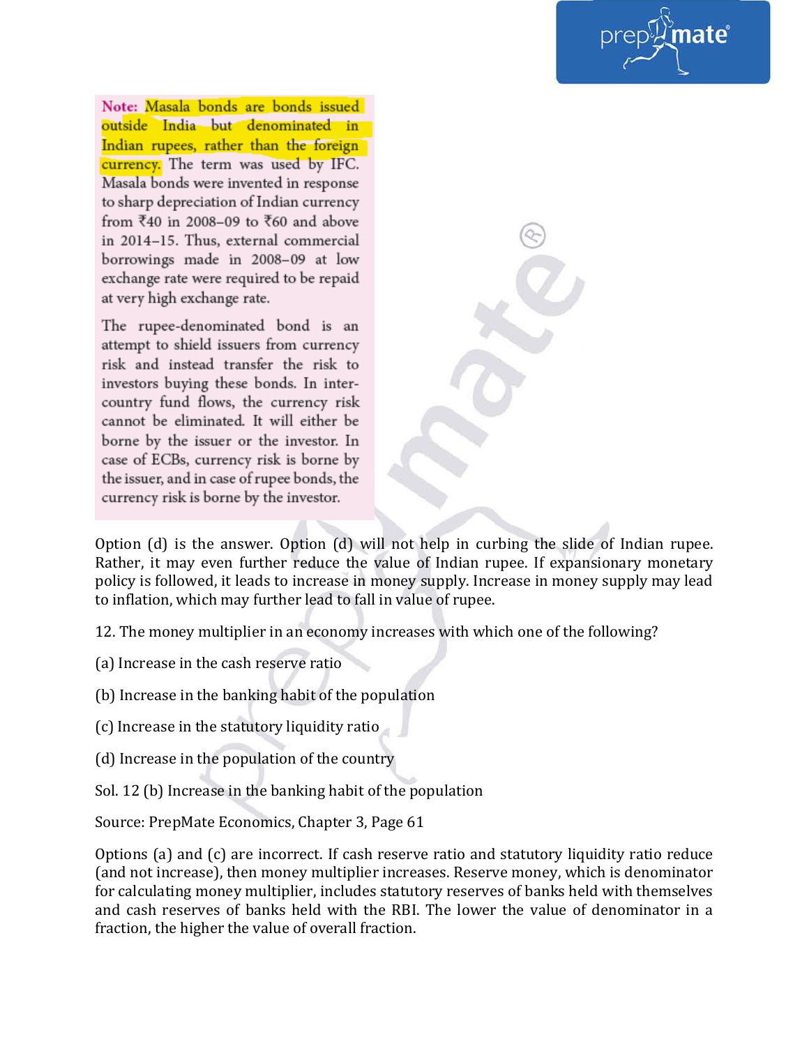**Note:** Masala bonds are bonds issued outside India but denominated in Indian rupees, rather than the foreign currency. The term was used by IFC. Masala bonds were invented in response to sharp depreciation of Indian currency from ₹40 in 2008–09 to ₹60 and above in 2014–15. Thus, external commercial borrowings made in 2008–09 at low exchange rate were required to be repaid at very high exchange rate.

The rupee-denominated bond is an attempt to shield issuers from currency risk and instead transfer the risk to investors buying these bonds. In inter-country fund flows, the currency risk cannot be eliminated. It will either be borne by the issuer or the investor. In case of ECBs, currency risk is borne by the issuer, and in case of rupee bonds, the currency risk is borne by the investor.

Option (d) is the answer. Option (d) will not help in curbing the slide of Indian rupee. Rather, it may even further reduce the value of Indian rupee. If expansionary monetary policy is followed, it leads to increase in money supply. Increase in money supply may lead to inflation, which may further lead to fall in value of rupee.

12. The money multiplier in an economy increases with which one of the following?

(a) Increase in the cash reserve ratio

(b) Increase in the banking habit of the population

(c) Increase in the statutory liquidity ratio

(d) Increase in the population of the country

Sol. 12 (b) Increase in the banking habit of the population

Source: PrepMate Economics, Chapter 3, Page 61

Options (a) and (c) are incorrect. If cash reserve ratio and statutory liquidity ratio reduce (and not increase), then money multiplier increases. Reserve money, which is denominator for calculating money multiplier, includes statutory reserves of banks held with themselves and cash reserves of banks held with the RBI. The lower the value of denominator in a fraction, the higher the value of overall fraction.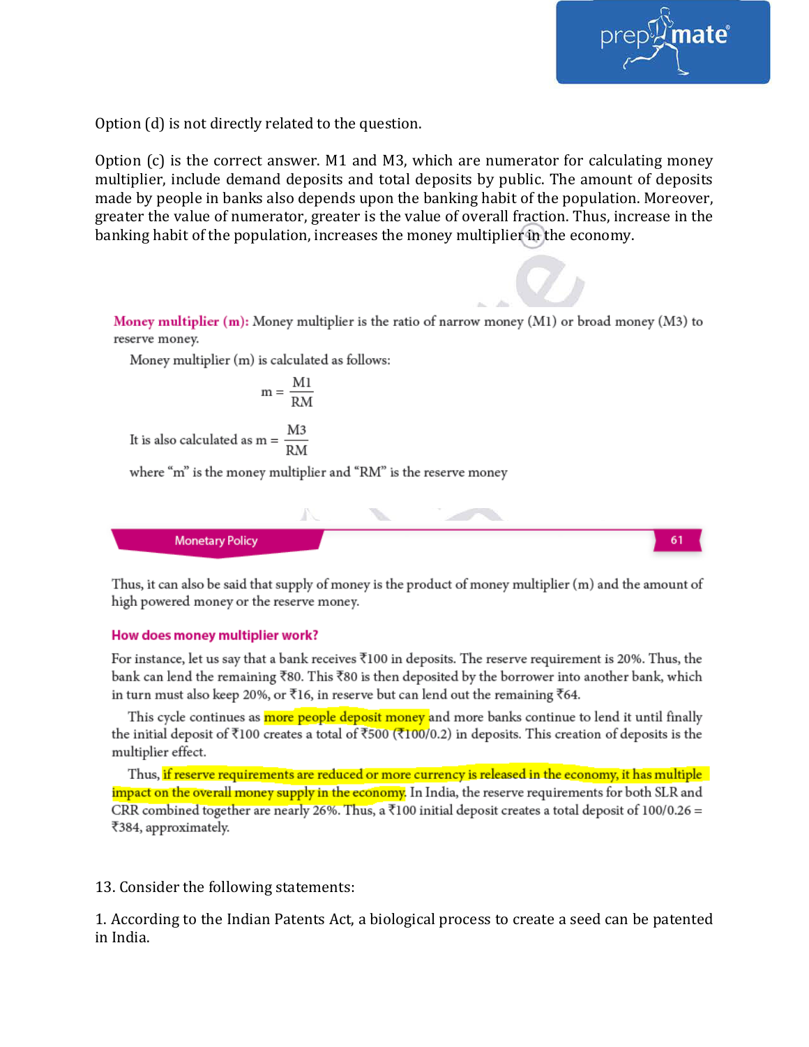Option (d) is not directly related to the question.

Option (c) is the correct answer. M1 and M3, which are numerator for calculating money multiplier, include demand deposits and total deposits by public. The amount of deposits made by people in banks also depends upon the banking habit of the population. Moreover, greater the value of numerator, greater is the value of overall fraction. Thus, increase in the banking habit of the population, increases the money multiplier in the economy.

**Money multiplier (m):** Money multiplier is the ratio of narrow money (M1) or broad money (M3) to reserve money.

Money multiplier (m) is calculated as follows:

$$m = \frac{M1}{RM}$$

It is also calculated as $m = \frac{M3}{RM}$

where "m" is the money multiplier and "RM" is the reserve money

Thus, it can also be said that supply of money is the product of money multiplier (m) and the amount of high powered money or the reserve money.

### How does money multiplier work?

For instance, let us say that a bank receives ₹100 in deposits. The reserve requirement is 20%. Thus, the bank can lend the remaining ₹80. This ₹80 is then deposited by the borrower into another bank, which in turn must also keep 20%, or ₹16, in reserve but can lend out the remaining ₹64.

This cycle continues as more people deposit money and more banks continue to lend it until finally the initial deposit of ₹100 creates a total of ₹500 (₹100/0.2) in deposits. This creation of deposits is the multiplier effect.

Thus, if reserve requirements are reduced or more currency is released in the economy, it has multiple impact on the overall money supply in the economy. In India, the reserve requirements for both SLR and CRR combined together are nearly 26%. Thus, a ₹100 initial deposit creates a total deposit of 100/0.26 = ₹384, approximately.

13. Consider the following statements:

1. According to the Indian Patents Act, a biological process to create a seed can be patented in India.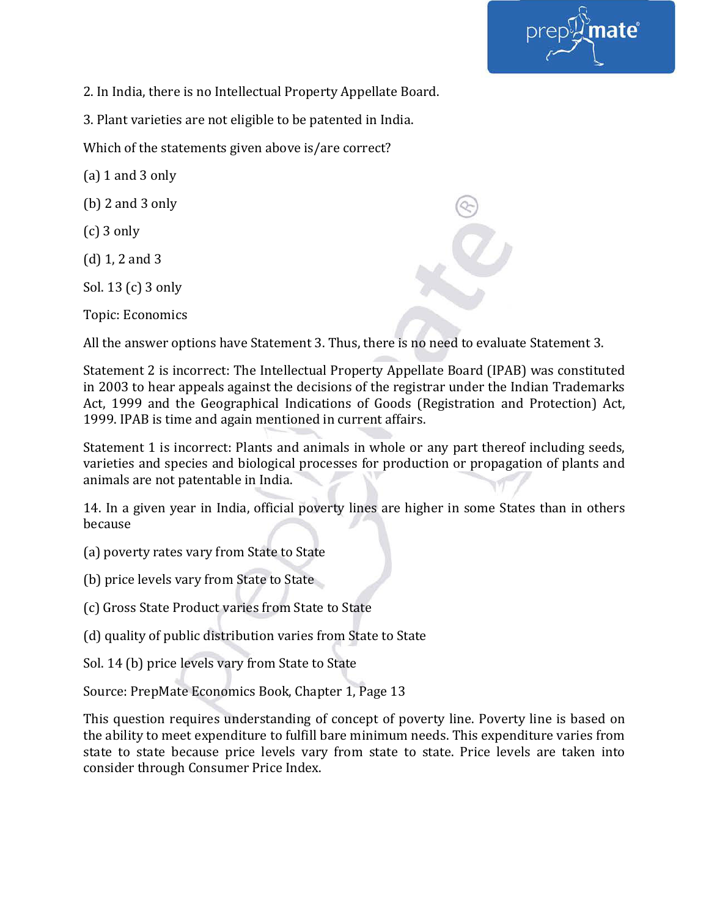2. In India, there is no Intellectual Property Appellate Board.

3. Plant varieties are not eligible to be patented in India.

Which of the statements given above is/are correct?

(a) 1 and 3 only

(b) 2 and 3 only

(c) 3 only

(d) 1, 2 and 3

Sol. 13 (c) 3 only

Topic: Economics

All the answer options have Statement 3. Thus, there is no need to evaluate Statement 3.

Statement 2 is incorrect: The Intellectual Property Appellate Board (IPAB) was constituted in 2003 to hear appeals against the decisions of the registrar under the Indian Trademarks Act, 1999 and the Geographical Indications of Goods (Registration and Protection) Act, 1999. IPAB is time and again mentioned in current affairs.

Statement 1 is incorrect: Plants and animals in whole or any part thereof including seeds, varieties and species and biological processes for production or propagation of plants and animals are not patentable in India.

14. In a given year in India, official poverty lines are higher in some States than in others because

(a) poverty rates vary from State to State

(b) price levels vary from State to State

(c) Gross State Product varies from State to State

(d) quality of public distribution varies from State to State

Sol. 14 (b) price levels vary from State to State

Source: PrepMate Economics Book, Chapter 1, Page 13

This question requires understanding of concept of poverty line. Poverty line is based on the ability to meet expenditure to fulfill bare minimum needs. This expenditure varies from state to state because price levels vary from state to state. Price levels are taken into consider through Consumer Price Index.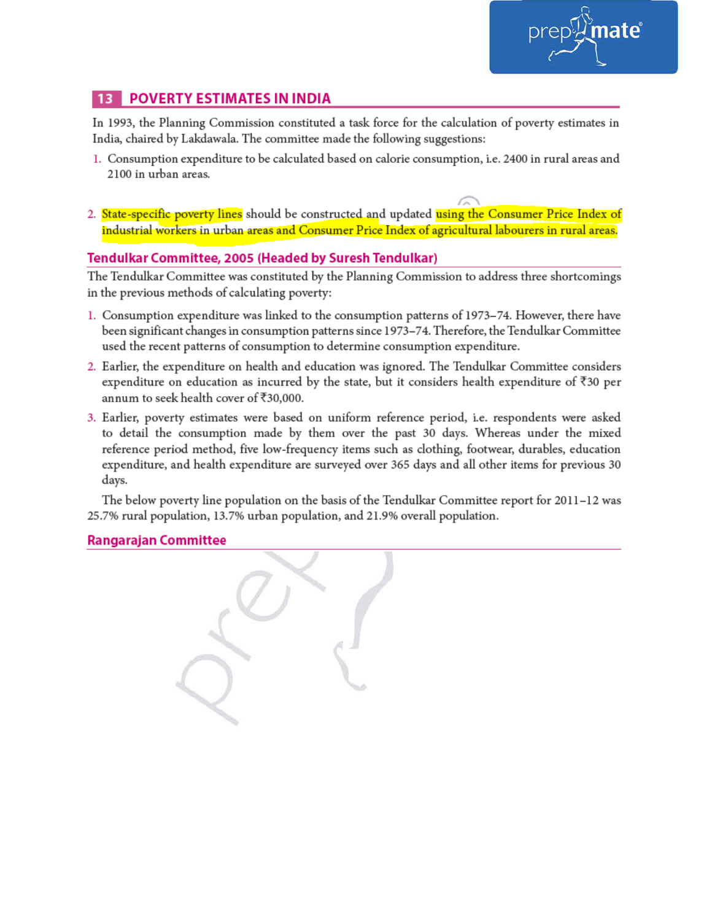## 13 POVERTY ESTIMATES IN INDIA

In 1993, the Planning Commission constituted a task force for the calculation of poverty estimates in India, chaired by Lakdawala. The committee made the following suggestions:

1. Consumption expenditure to be calculated based on calorie consumption, i.e. 2400 in rural areas and 2100 in urban areas.
2. State-specific poverty lines should be constructed and updated using the Consumer Price Index of industrial workers in urban areas and Consumer Price Index of agricultural labourers in rural areas.

### Tendulkar Committee, 2005 (Headed by Suresh Tendulkar)

The Tendulkar Committee was constituted by the Planning Commission to address three shortcomings in the previous methods of calculating poverty:

1. Consumption expenditure was linked to the consumption patterns of 1973–74. However, there have been significant changes in consumption patterns since 1973–74. Therefore, the Tendulkar Committee used the recent patterns of consumption to determine consumption expenditure.
2. Earlier, the expenditure on health and education was ignored. The Tendulkar Committee considers expenditure on education as incurred by the state, but it considers health expenditure of ₹30 per annum to seek health cover of ₹30,000.
3. Earlier, poverty estimates were based on uniform reference period, i.e. respondents were asked to detail the consumption made by them over the past 30 days. Whereas under the mixed reference period method, five low-frequency items such as clothing, footwear, durables, education expenditure, and health expenditure are surveyed over 365 days and all other items for previous 30 days.

The below poverty line population on the basis of the Tendulkar Committee report for 2011–12 was 25.7% rural population, 13.7% urban population, and 21.9% overall population.

### Rangarajan Committee